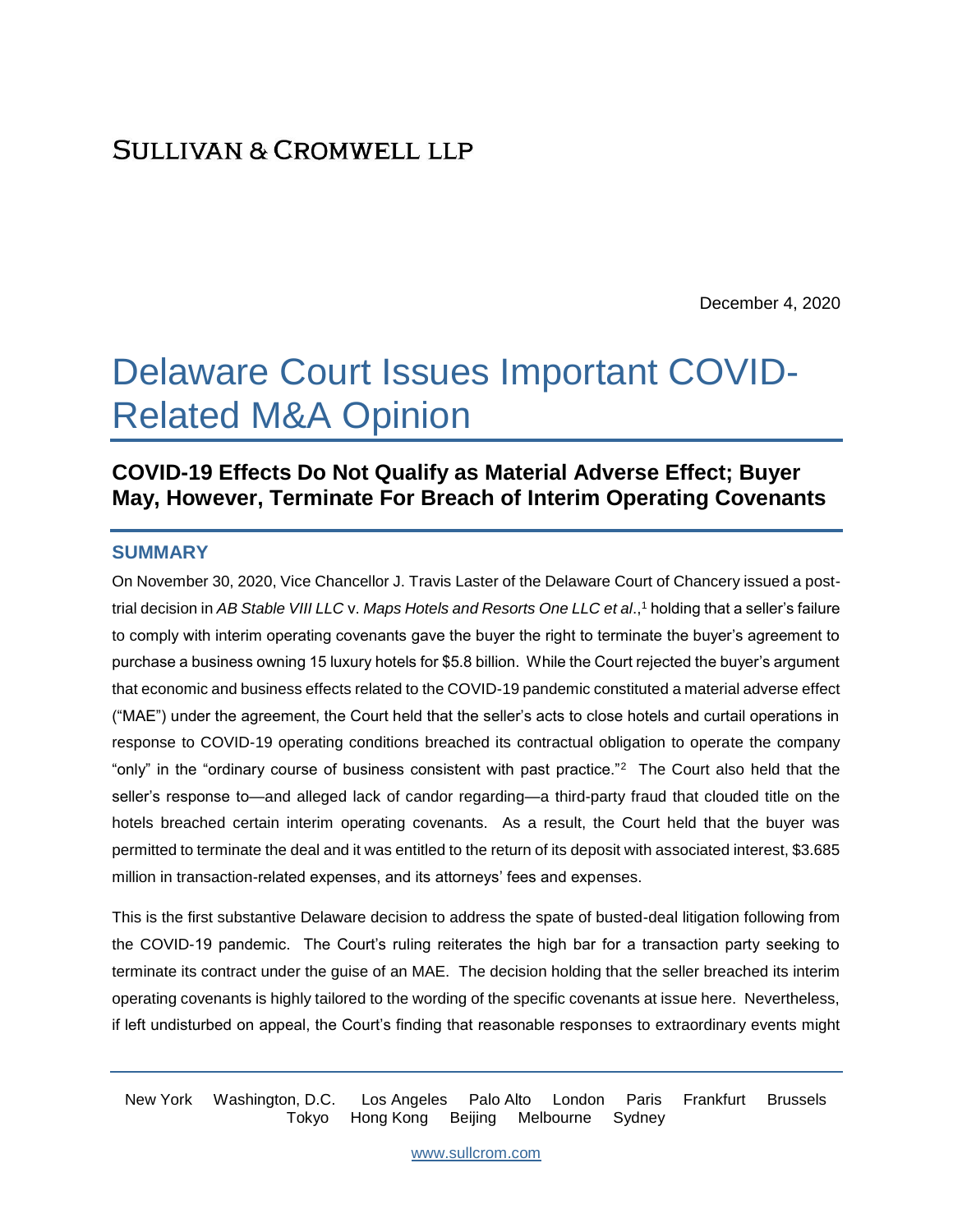# SULLIVAN & CROMWELL LLP

December 4, 2020

# Delaware Court Issues Important COVID-Related M&A Opinion

## COVID-19 Effects Do Not Qualify as Material Adverse Effect; Buyer May, However, Terminate For Breach of Interim Operating Covenants

### SUMMARY

On November 30, 2020, Vice Chancellor J. Travis Laster of the Delaware Court of Chancery issued a post-trial decision in *AB Stable VIII LLC* v. *Maps Hotels and Resorts One LLC et al*.,[1] holding that a seller's failure to comply with interim operating covenants gave the buyer the right to terminate the buyer's agreement to purchase a business owning 15 luxury hotels for $5.8 billion. While the Court rejected the buyer's argument that economic and business effects related to the COVID-19 pandemic constituted a material adverse effect ("MAE") under the agreement, the Court held that the seller's acts to close hotels and curtail operations in response to COVID-19 operating conditions breached its contractual obligation to operate the company "only" in the "ordinary course of business consistent with past practice."[2] The Court also held that the seller's response to—and alleged lack of candor regarding—a third-party fraud that clouded title on the hotels breached certain interim operating covenants. As a result, the Court held that the buyer was permitted to terminate the deal and it was entitled to the return of its deposit with associated interest, $3.685 million in transaction-related expenses, and its attorneys' fees and expenses.

This is the first substantive Delaware decision to address the spate of busted-deal litigation following from the COVID-19 pandemic. The Court's ruling reiterates the high bar for a transaction party seeking to terminate its contract under the guise of an MAE. The decision holding that the seller breached its interim operating covenants is highly tailored to the wording of the specific covenants at issue here. Nevertheless, if left undisturbed on appeal, the Court's finding that reasonable responses to extraordinary events might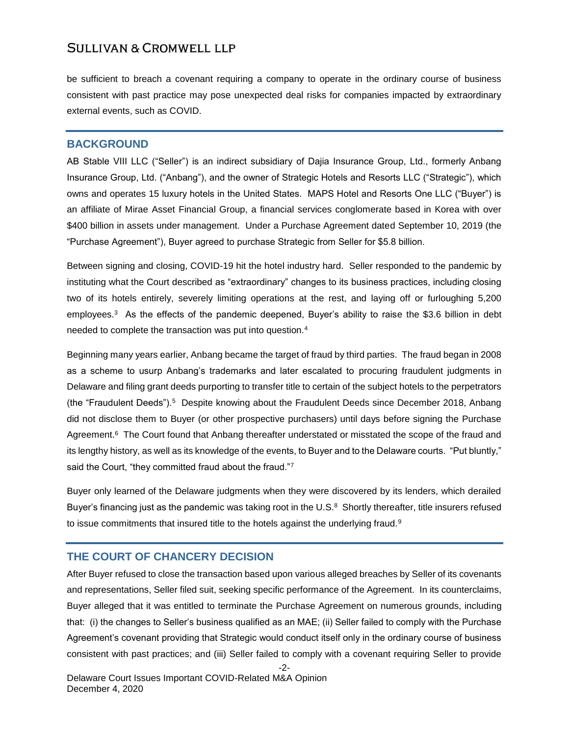be sufficient to breach a covenant requiring a company to operate in the ordinary course of business consistent with past practice may pose unexpected deal risks for companies impacted by extraordinary external events, such as COVID.

## BACKGROUND

AB Stable VIII LLC ("Seller") is an indirect subsidiary of Dajia Insurance Group, Ltd., formerly Anbang Insurance Group, Ltd. ("Anbang"), and the owner of Strategic Hotels and Resorts LLC ("Strategic"), which owns and operates 15 luxury hotels in the United States. MAPS Hotel and Resorts One LLC ("Buyer") is an affiliate of Mirae Asset Financial Group, a financial services conglomerate based in Korea with over $400 billion in assets under management. Under a Purchase Agreement dated September 10, 2019 (the "Purchase Agreement"), Buyer agreed to purchase Strategic from Seller for $5.8 billion.

Between signing and closing, COVID-19 hit the hotel industry hard. Seller responded to the pandemic by instituting what the Court described as "extraordinary" changes to its business practices, including closing two of its hotels entirely, severely limiting operations at the rest, and laying off or furloughing 5,200 employees.[3] As the effects of the pandemic deepened, Buyer's ability to raise the $3.6 billion in debt needed to complete the transaction was put into question.[4]

Beginning many years earlier, Anbang became the target of fraud by third parties. The fraud began in 2008 as a scheme to usurp Anbang's trademarks and later escalated to procuring fraudulent judgments in Delaware and filing grant deeds purporting to transfer title to certain of the subject hotels to the perpetrators (the "Fraudulent Deeds").[5] Despite knowing about the Fraudulent Deeds since December 2018, Anbang did not disclose them to Buyer (or other prospective purchasers) until days before signing the Purchase Agreement.[6] The Court found that Anbang thereafter understated or misstated the scope of the fraud and its lengthy history, as well as its knowledge of the events, to Buyer and to the Delaware courts. "Put bluntly," said the Court, "they committed fraud about the fraud."[7]

Buyer only learned of the Delaware judgments when they were discovered by its lenders, which derailed Buyer's financing just as the pandemic was taking root in the U.S.[8] Shortly thereafter, title insurers refused to issue commitments that insured title to the hotels against the underlying fraud.[9]

## THE COURT OF CHANCERY DECISION

After Buyer refused to close the transaction based upon various alleged breaches by Seller of its covenants and representations, Seller filed suit, seeking specific performance of the Agreement. In its counterclaims, Buyer alleged that it was entitled to terminate the Purchase Agreement on numerous grounds, including that: (i) the changes to Seller's business qualified as an MAE; (ii) Seller failed to comply with the Purchase Agreement's covenant providing that Strategic would conduct itself only in the ordinary course of business consistent with past practices; and (iii) Seller failed to comply with a covenant requiring Seller to provide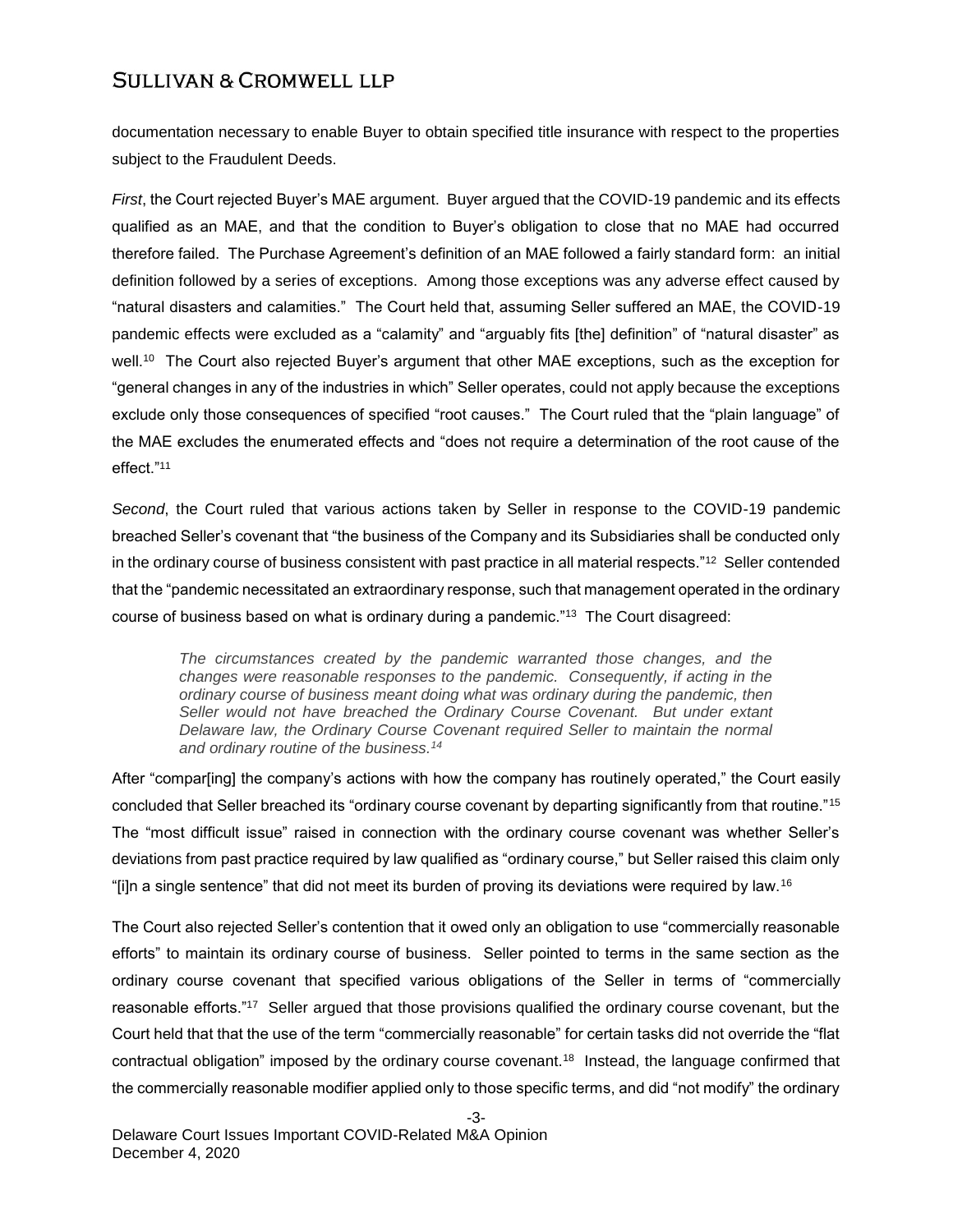documentation necessary to enable Buyer to obtain specified title insurance with respect to the properties subject to the Fraudulent Deeds.

*First*, the Court rejected Buyer's MAE argument. Buyer argued that the COVID-19 pandemic and its effects qualified as an MAE, and that the condition to Buyer's obligation to close that no MAE had occurred therefore failed. The Purchase Agreement's definition of an MAE followed a fairly standard form: an initial definition followed by a series of exceptions. Among those exceptions was any adverse effect caused by "natural disasters and calamities." The Court held that, assuming Seller suffered an MAE, the COVID-19 pandemic effects were excluded as a "calamity" and "arguably fits [the] definition" of "natural disaster" as well.[10] The Court also rejected Buyer's argument that other MAE exceptions, such as the exception for "general changes in any of the industries in which" Seller operates, could not apply because the exceptions exclude only those consequences of specified "root causes." The Court ruled that the "plain language" of the MAE excludes the enumerated effects and "does not require a determination of the root cause of the effect."[11]

*Second*, the Court ruled that various actions taken by Seller in response to the COVID-19 pandemic breached Seller's covenant that "the business of the Company and its Subsidiaries shall be conducted only in the ordinary course of business consistent with past practice in all material respects."[12] Seller contended that the "pandemic necessitated an extraordinary response, such that management operated in the ordinary course of business based on what is ordinary during a pandemic."[13] The Court disagreed:

> *The circumstances created by the pandemic warranted those changes, and the changes were reasonable responses to the pandemic. Consequently, if acting in the ordinary course of business meant doing what was ordinary during the pandemic, then Seller would not have breached the Ordinary Course Covenant. But under extant Delaware law, the Ordinary Course Covenant required Seller to maintain the normal and ordinary routine of the business.*[14]

After "compar[ing] the company's actions with how the company has routinely operated," the Court easily concluded that Seller breached its "ordinary course covenant by departing significantly from that routine."[15] The "most difficult issue" raised in connection with the ordinary course covenant was whether Seller's deviations from past practice required by law qualified as "ordinary course," but Seller raised this claim only "[i]n a single sentence" that did not meet its burden of proving its deviations were required by law.[16]

The Court also rejected Seller's contention that it owed only an obligation to use "commercially reasonable efforts" to maintain its ordinary course of business. Seller pointed to terms in the same section as the ordinary course covenant that specified various obligations of the Seller in terms of "commercially reasonable efforts."[17] Seller argued that those provisions qualified the ordinary course covenant, but the Court held that that the use of the term "commercially reasonable" for certain tasks did not override the "flat contractual obligation" imposed by the ordinary course covenant.[18] Instead, the language confirmed that the commercially reasonable modifier applied only to those specific terms, and did "not modify" the ordinary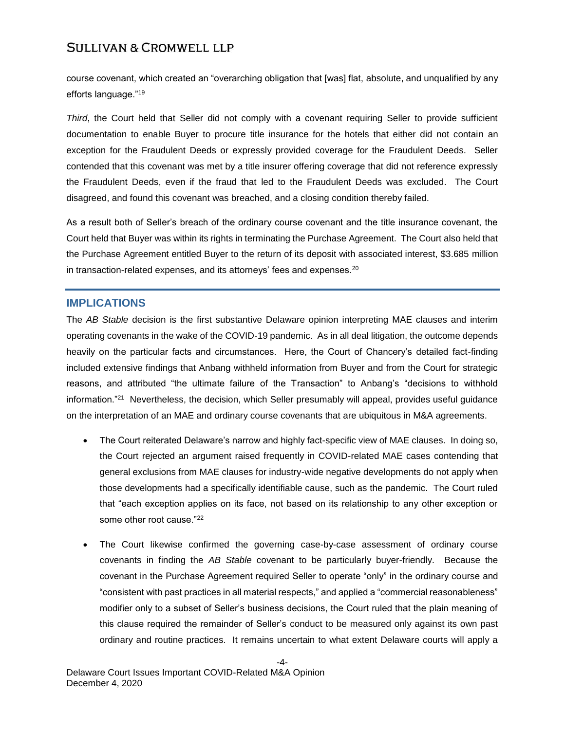course covenant, which created an "overarching obligation that [was] flat, absolute, and unqualified by any efforts language."[19]

*Third*, the Court held that Seller did not comply with a covenant requiring Seller to provide sufficient documentation to enable Buyer to procure title insurance for the hotels that either did not contain an exception for the Fraudulent Deeds or expressly provided coverage for the Fraudulent Deeds. Seller contended that this covenant was met by a title insurer offering coverage that did not reference expressly the Fraudulent Deeds, even if the fraud that led to the Fraudulent Deeds was excluded. The Court disagreed, and found this covenant was breached, and a closing condition thereby failed.

As a result both of Seller's breach of the ordinary course covenant and the title insurance covenant, the Court held that Buyer was within its rights in terminating the Purchase Agreement. The Court also held that the Purchase Agreement entitled Buyer to the return of its deposit with associated interest, $3.685 million in transaction-related expenses, and its attorneys' fees and expenses.[20]

## IMPLICATIONS

The *AB Stable* decision is the first substantive Delaware opinion interpreting MAE clauses and interim operating covenants in the wake of the COVID-19 pandemic. As in all deal litigation, the outcome depends heavily on the particular facts and circumstances. Here, the Court of Chancery's detailed fact-finding included extensive findings that Anbang withheld information from Buyer and from the Court for strategic reasons, and attributed "the ultimate failure of the Transaction" to Anbang's "decisions to withhold information."[21] Nevertheless, the decision, which Seller presumably will appeal, provides useful guidance on the interpretation of an MAE and ordinary course covenants that are ubiquitous in M&A agreements.

- The Court reiterated Delaware's narrow and highly fact-specific view of MAE clauses. In doing so, the Court rejected an argument raised frequently in COVID-related MAE cases contending that general exclusions from MAE clauses for industry-wide negative developments do not apply when those developments had a specifically identifiable cause, such as the pandemic. The Court ruled that "each exception applies on its face, not based on its relationship to any other exception or some other root cause."[22]

- The Court likewise confirmed the governing case-by-case assessment of ordinary course covenants in finding the *AB Stable* covenant to be particularly buyer-friendly. Because the covenant in the Purchase Agreement required Seller to operate "only" in the ordinary course and "consistent with past practices in all material respects," and applied a "commercial reasonableness" modifier only to a subset of Seller's business decisions, the Court ruled that the plain meaning of this clause required the remainder of Seller's conduct to be measured only against its own past ordinary and routine practices. It remains uncertain to what extent Delaware courts will apply a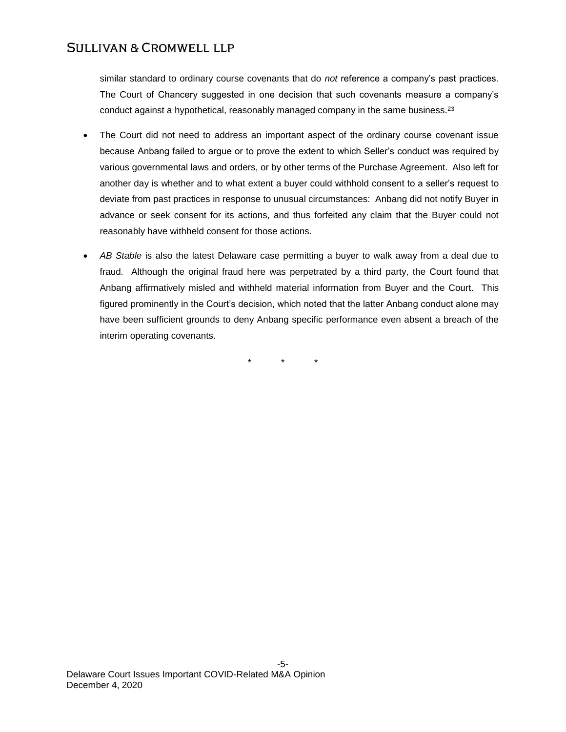similar standard to ordinary course covenants that do *not* reference a company's past practices. The Court of Chancery suggested in one decision that such covenants measure a company's conduct against a hypothetical, reasonably managed company in the same business.[23]

- The Court did not need to address an important aspect of the ordinary course covenant issue because Anbang failed to argue or to prove the extent to which Seller's conduct was required by various governmental laws and orders, or by other terms of the Purchase Agreement. Also left for another day is whether and to what extent a buyer could withhold consent to a seller's request to deviate from past practices in response to unusual circumstances: Anbang did not notify Buyer in advance or seek consent for its actions, and thus forfeited any claim that the Buyer could not reasonably have withheld consent for those actions.

- *AB Stable* is also the latest Delaware case permitting a buyer to walk away from a deal due to fraud. Although the original fraud here was perpetrated by a third party, the Court found that Anbang affirmatively misled and withheld material information from Buyer and the Court. This figured prominently in the Court's decision, which noted that the latter Anbang conduct alone may have been sufficient grounds to deny Anbang specific performance even absent a breach of the interim operating covenants.

\* \* \*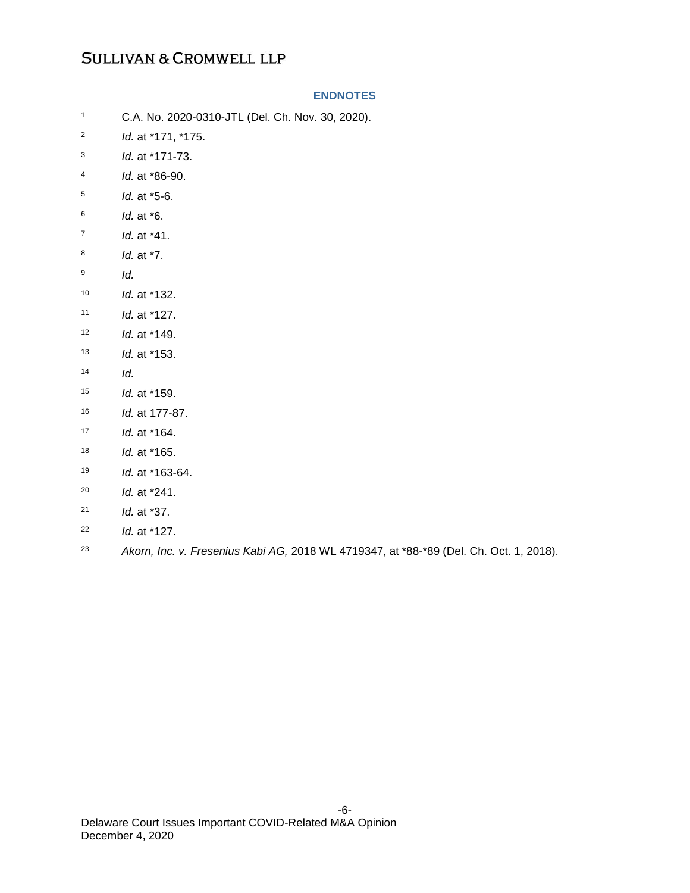## ENDNOTES

[1] C.A. No. 2020-0310-JTL (Del. Ch. Nov. 30, 2020).

[2] *Id.* at *171, *175.

[3] *Id.* at *171-73.

[4] *Id.* at *86-90.

[5] *Id.* at *5-6.

[6] *Id.* at *6.

[7] *Id.* at *41.

[8] *Id.* at *7.

[9] *Id.*

[10] *Id.* at *132.

[11] *Id.* at *127.

[12] *Id.* at *149.

[13] *Id.* at *153.

[14] *Id.*

[15] *Id.* at *159.

[16] *Id.* at 177-87.

[17] *Id.* at *164.

[18] *Id.* at *165.

[19] *Id.* at *163-64.

[20] *Id.* at *241.

[21] *Id.* at *37.

[22] *Id.* at *127.

[23] *Akorn, Inc. v. Fresenius Kabi AG,* 2018 WL 4719347, at *88-*89 (Del. Ch. Oct. 1, 2018).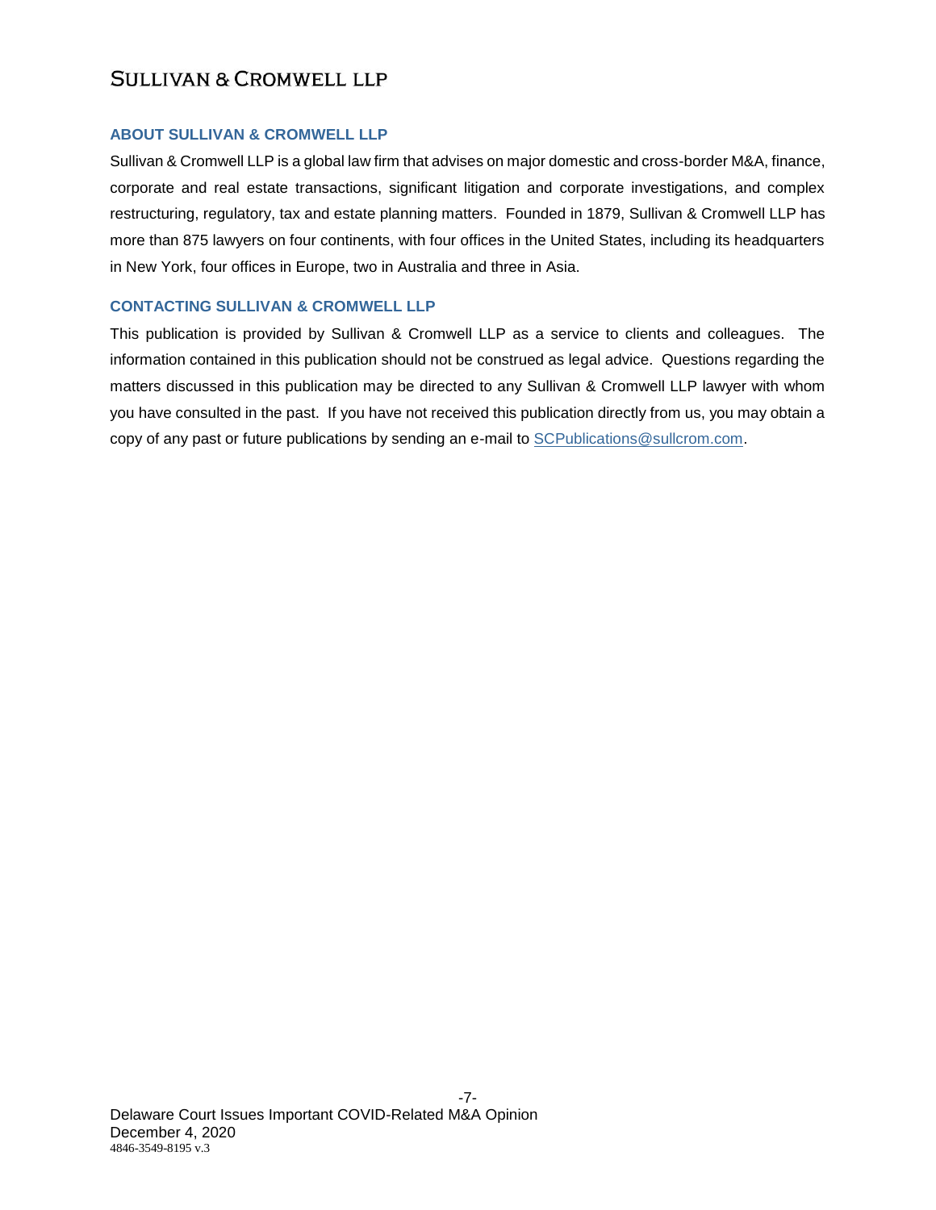## ABOUT SULLIVAN & CROMWELL LLP

Sullivan & Cromwell LLP is a global law firm that advises on major domestic and cross-border M&A, finance, corporate and real estate transactions, significant litigation and corporate investigations, and complex restructuring, regulatory, tax and estate planning matters. Founded in 1879, Sullivan & Cromwell LLP has more than 875 lawyers on four continents, with four offices in the United States, including its headquarters in New York, four offices in Europe, two in Australia and three in Asia.

## CONTACTING SULLIVAN & CROMWELL LLP

This publication is provided by Sullivan & Cromwell LLP as a service to clients and colleagues. The information contained in this publication should not be construed as legal advice. Questions regarding the matters discussed in this publication may be directed to any Sullivan & Cromwell LLP lawyer with whom you have consulted in the past. If you have not received this publication directly from us, you may obtain a copy of any past or future publications by sending an e-mail to SCPublications@sullcrom.com.

4846-3549-8195 v.3